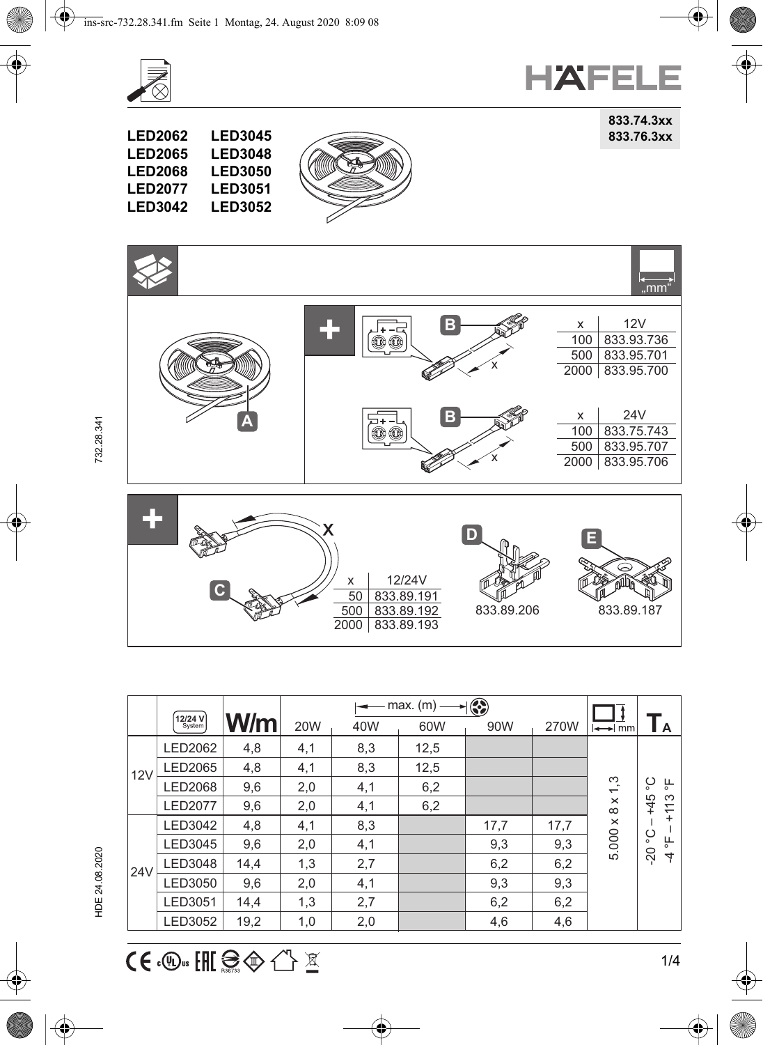# HÄFELE

**833.74.3xx**
**833.76.3xx**

**LED2062** **LED3045**
**LED2065** **LED3048**
**LED2068** **LED3050**
**LED2077** **LED3051**
**LED3042** **LED3052**

„mm“

A

B

| x | 12V |
|---|---|
| 100 | 833.93.736 |
| 500 | 833.95.701 |
| 2000 | 833.95.700 |

B

| x | 24V |
|---|---|
| 100 | 833.75.743 |
| 500 | 833.95.707 |
| 2000 | 833.95.706 |

C

| x | 12/24V |
|---|---|
| 50 | 833.89.191 |
| 500 | 833.89.192 |
| 2000 | 833.89.193 |

D 833.89.206

E 833.89.187

| | 12/24 V System | W/m | max. (m) 20W | 40W | 60W | 90W | 270W | mm | $T_A$ |
|---|---|---|---|---|---|---|---|---|---|
| 12V | LED2062 | 4,8 | 4,1 | 8,3 | 12,5 | | | 5.000 x 8 x 1,3 | -20 °C – +45 °C / -4 °F – +113 °F |
| | LED2065 | 4,8 | 4,1 | 8,3 | 12,5 | | | | |
| | LED2068 | 9,6 | 2,0 | 4,1 | 6,2 | | | | |
| | LED2077 | 9,6 | 2,0 | 4,1 | 6,2 | | | | |
| 24V | LED3042 | 4,8 | 4,1 | 8,3 | | 17,7 | 17,7 | | |
| | LED3045 | 9,6 | 2,0 | 4,1 | | 9,3 | 9,3 | | |
| | LED3048 | 14,4 | 1,3 | 2,7 | | 6,2 | 6,2 | | |
| | LED3050 | 9,6 | 2,0 | 4,1 | | 9,3 | 9,3 | | |
| | LED3051 | 14,4 | 1,3 | 2,7 | | 6,2 | 6,2 | | |
| | LED3052 | 19,2 | 1,0 | 2,0 | | 4,6 | 4,6 | | |

R36733

732.28.341

HDE 24.08.2020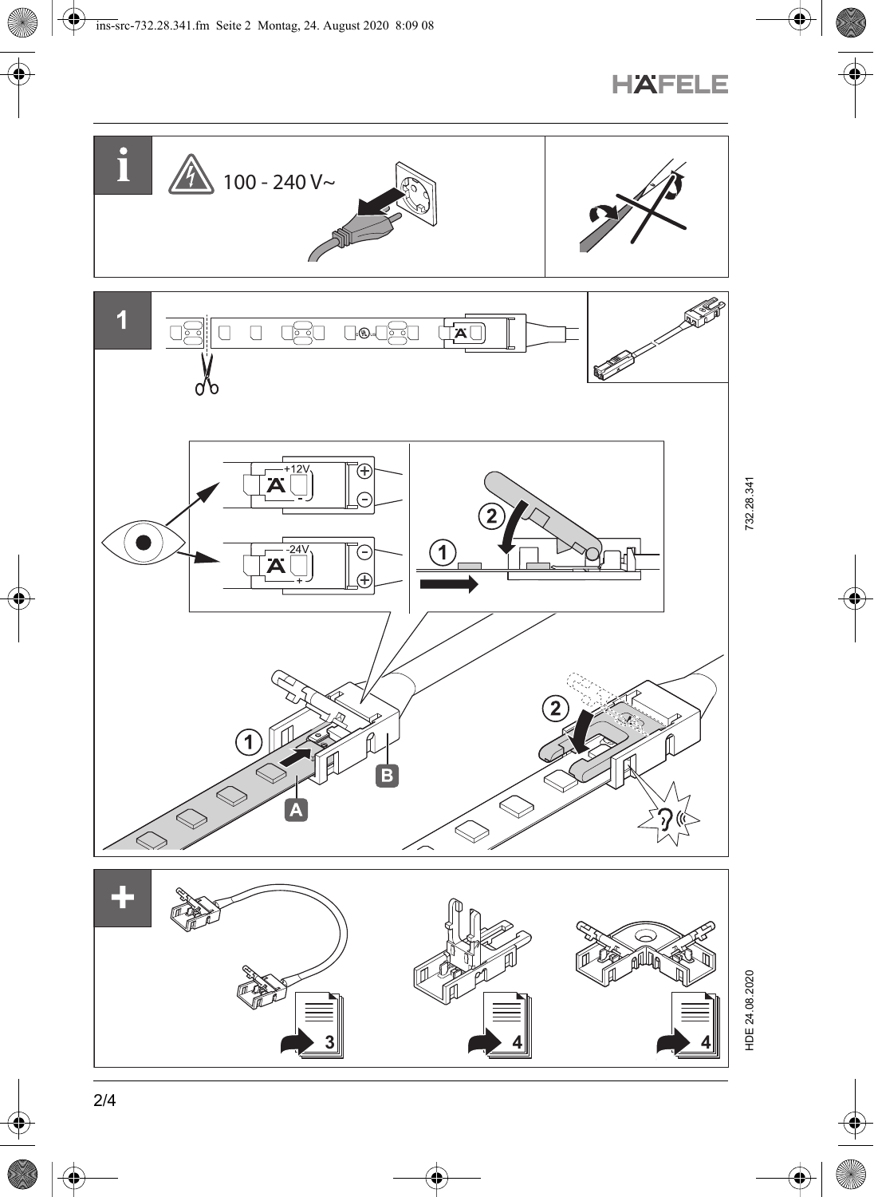HÄFELE

i

100 - 240 V~

1

+12V

-

-24V

+

1

2

A

B

+

3

4

4

732.28.341

HDE 24.08.2020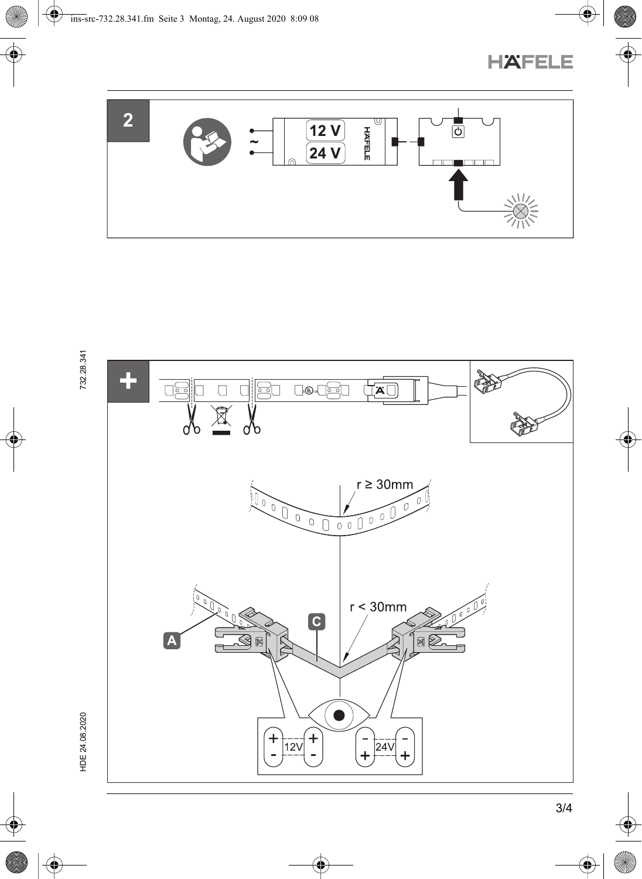## 2

12 V

24 V

HÄFELE

## +

r ≥ 30mm

r < 30mm

A

C

| + | + | - | - |
|---|---|---|---|
| - | - | + | + |
| 12V | | 24V | |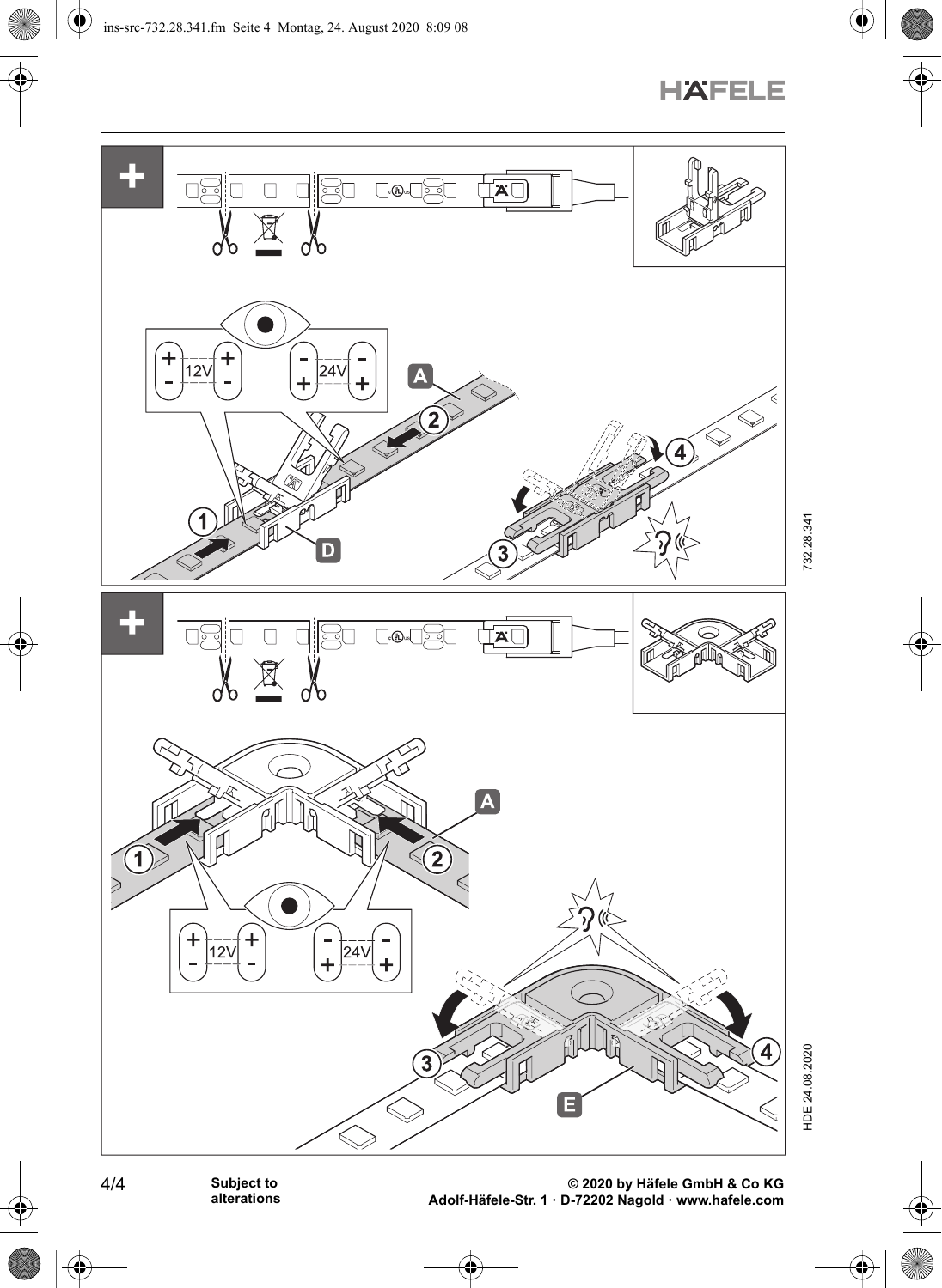+

12V

24V

A

D

1

2

3

4

+

12V

24V

A

E

1

2

3

4

732.28.341

HDE 24.08.2020

Subject to alterations

© 2020 by Häfele GmbH & Co KG
Adolf-Häfele-Str. 1 · D-72202 Nagold · www.hafele.com